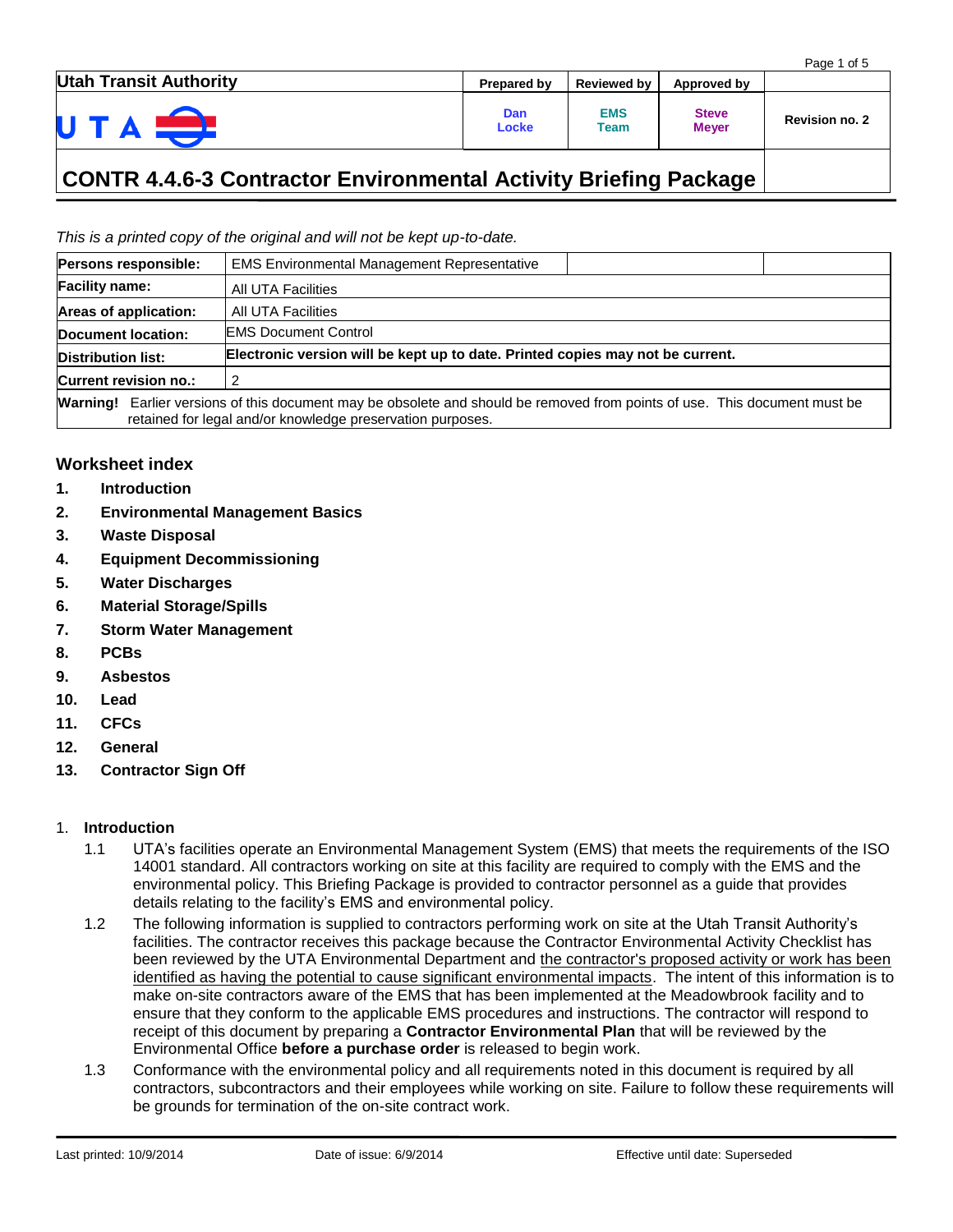| Utah Transit Authority | Prepared by | Reviewed by | Approved by | |
|---|---|---|---|---|
| UTA | Dan Locke | EMS Team | Steve Meyer | Revision no. 2 |

# CONTR 4.4.6-3 Contractor Environmental Activity Briefing Package

*This is a printed copy of the original and will not be kept up-to-date.*

| | | | |
|---|---|---|---|
| **Persons responsible:** | EMS Environmental Management Representative | | |
| **Facility name:** | All UTA Facilities | | |
| **Areas of application:** | All UTA Facilities | | |
| **Document location:** | EMS Document Control | | |
| **Distribution list:** | **Electronic version will be kept up to date. Printed copies may not be current.** | | |
| **Current revision no.:** | 2 | | |

**Warning!** Earlier versions of this document may be obsolete and should be removed from points of use. This document must be retained for legal and/or knowledge preservation purposes.

## Worksheet index

1. **Introduction**
2. **Environmental Management Basics**
3. **Waste Disposal**
4. **Equipment Decommissioning**
5. **Water Discharges**
6. **Material Storage/Spills**
7. **Storm Water Management**
8. **PCBs**
9. **Asbestos**
10. **Lead**
11. **CFCs**
12. **General**
13. **Contractor Sign Off**

## 1. Introduction

1.1 UTA's facilities operate an Environmental Management System (EMS) that meets the requirements of the ISO 14001 standard. All contractors working on site at this facility are required to comply with the EMS and the environmental policy. This Briefing Package is provided to contractor personnel as a guide that provides details relating to the facility's EMS and environmental policy.

1.2 The following information is supplied to contractors performing work on site at the Utah Transit Authority's facilities. The contractor receives this package because the Contractor Environmental Activity Checklist has been reviewed by the UTA Environmental Department and the contractor's proposed activity or work has been identified as having the potential to cause significant environmental impacts. The intent of this information is to make on-site contractors aware of the EMS that has been implemented at the Meadowbrook facility and to ensure that they conform to the applicable EMS procedures and instructions. The contractor will respond to receipt of this document by preparing a **Contractor Environmental Plan** that will be reviewed by the Environmental Office **before a purchase order** is released to begin work.

1.3 Conformance with the environmental policy and all requirements noted in this document is required by all contractors, subcontractors and their employees while working on site. Failure to follow these requirements will be grounds for termination of the on-site contract work.

Last printed: 10/9/2014 Date of issue: 6/9/2014 Effective until date: Superseded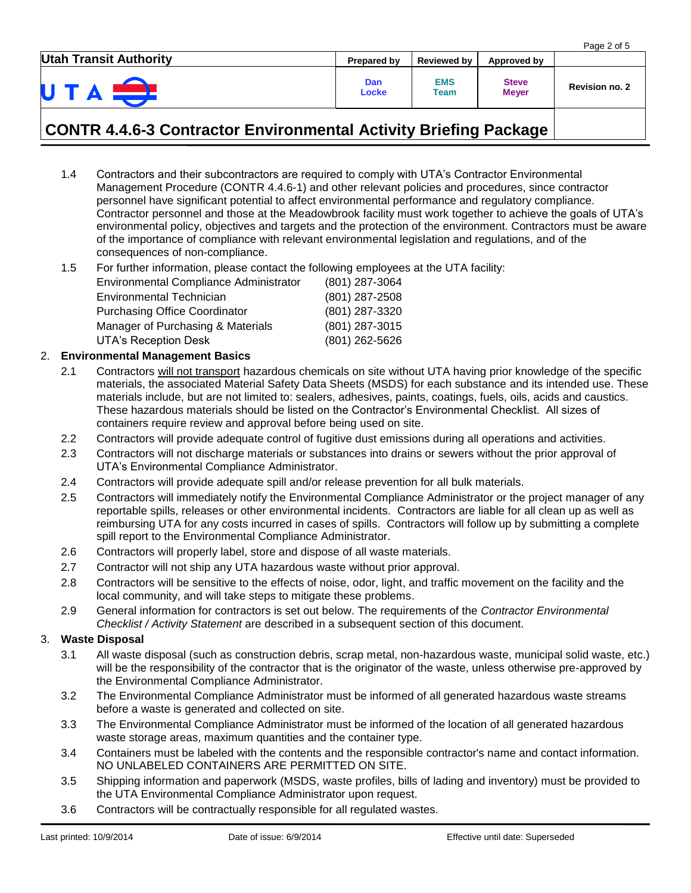1.4 Contractors and their subcontractors are required to comply with UTA's Contractor Environmental Management Procedure (CONTR 4.4.6-1) and other relevant policies and procedures, since contractor personnel have significant potential to affect environmental performance and regulatory compliance. Contractor personnel and those at the Meadowbrook facility must work together to achieve the goals of UTA's environmental policy, objectives and targets and the protection of the environment. Contractors must be aware of the importance of compliance with relevant environmental legislation and regulations, and of the consequences of non-compliance.

1.5 For further information, please contact the following employees at the UTA facility:

| | |
|---|---|
| Environmental Compliance Administrator | (801) 287-3064 |
| Environmental Technician | (801) 287-2508 |
| Purchasing Office Coordinator | (801) 287-3320 |
| Manager of Purchasing & Materials | (801) 287-3015 |
| UTA's Reception Desk | (801) 262-5626 |

## 2. Environmental Management Basics

2.1 Contractors will not transport hazardous chemicals on site without UTA having prior knowledge of the specific materials, the associated Material Safety Data Sheets (MSDS) for each substance and its intended use. These materials include, but are not limited to: sealers, adhesives, paints, coatings, fuels, oils, acids and caustics. These hazardous materials should be listed on the Contractor's Environmental Checklist. All sizes of containers require review and approval before being used on site.

2.2 Contractors will provide adequate control of fugitive dust emissions during all operations and activities.

2.3 Contractors will not discharge materials or substances into drains or sewers without the prior approval of UTA's Environmental Compliance Administrator.

2.4 Contractors will provide adequate spill and/or release prevention for all bulk materials.

2.5 Contractors will immediately notify the Environmental Compliance Administrator or the project manager of any reportable spills, releases or other environmental incidents. Contractors are liable for all clean up as well as reimbursing UTA for any costs incurred in cases of spills. Contractors will follow up by submitting a complete spill report to the Environmental Compliance Administrator.

2.6 Contractors will properly label, store and dispose of all waste materials.

2.7 Contractor will not ship any UTA hazardous waste without prior approval.

2.8 Contractors will be sensitive to the effects of noise, odor, light, and traffic movement on the facility and the local community, and will take steps to mitigate these problems.

2.9 General information for contractors is set out below. The requirements of the *Contractor Environmental Checklist / Activity Statement* are described in a subsequent section of this document.

## 3. Waste Disposal

3.1 All waste disposal (such as construction debris, scrap metal, non-hazardous waste, municipal solid waste, etc.) will be the responsibility of the contractor that is the originator of the waste, unless otherwise pre-approved by the Environmental Compliance Administrator.

3.2 The Environmental Compliance Administrator must be informed of all generated hazardous waste streams before a waste is generated and collected on site.

3.3 The Environmental Compliance Administrator must be informed of the location of all generated hazardous waste storage areas, maximum quantities and the container type.

3.4 Containers must be labeled with the contents and the responsible contractor's name and contact information. NO UNLABELED CONTAINERS ARE PERMITTED ON SITE.

3.5 Shipping information and paperwork (MSDS, waste profiles, bills of lading and inventory) must be provided to the UTA Environmental Compliance Administrator upon request.

3.6 Contractors will be contractually responsible for all regulated wastes.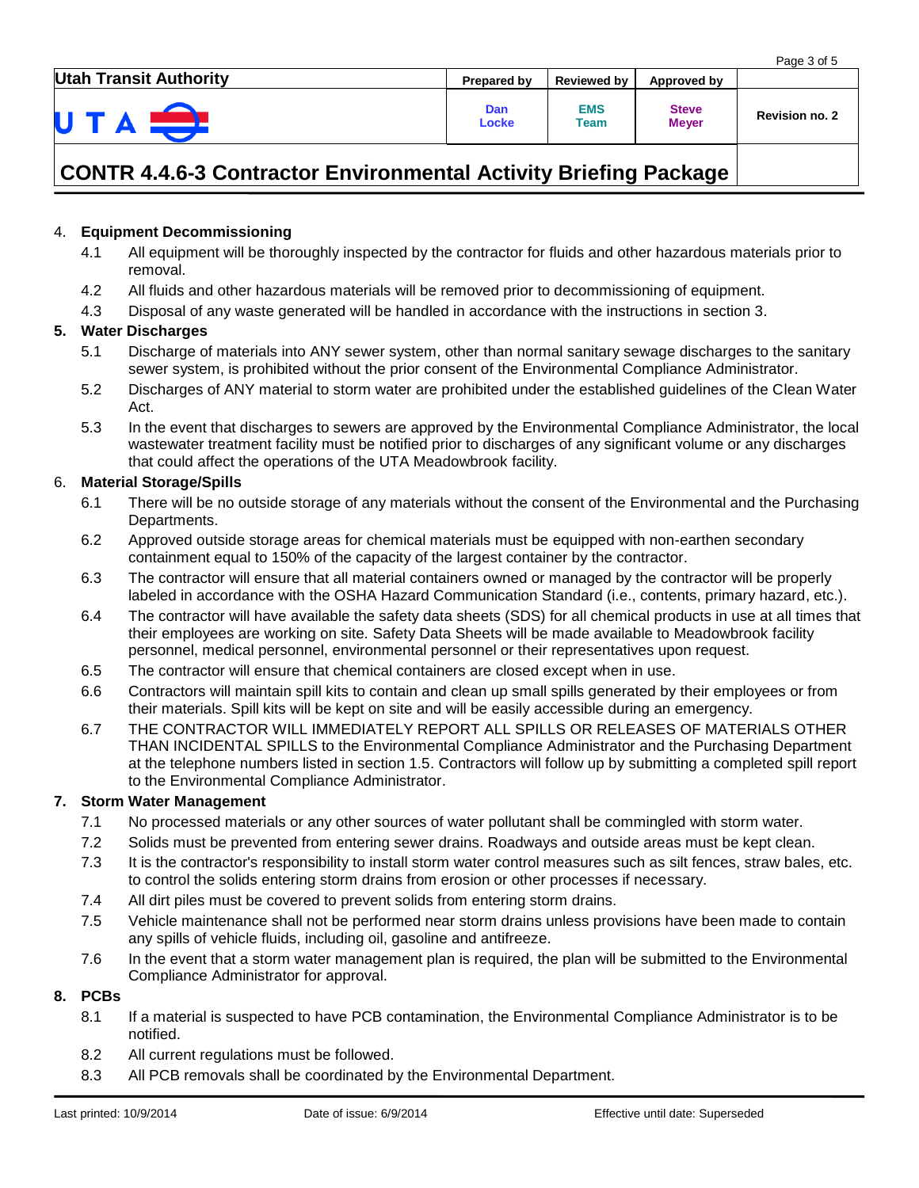4. **Equipment Decommissioning**
   - 4.1 All equipment will be thoroughly inspected by the contractor for fluids and other hazardous materials prior to removal.
   - 4.2 All fluids and other hazardous materials will be removed prior to decommissioning of equipment.
   - 4.3 Disposal of any waste generated will be handled in accordance with the instructions in section 3.

5. **Water Discharges**
   - 5.1 Discharge of materials into ANY sewer system, other than normal sanitary sewage discharges to the sanitary sewer system, is prohibited without the prior consent of the Environmental Compliance Administrator.
   - 5.2 Discharges of ANY material to storm water are prohibited under the established guidelines of the Clean Water Act.
   - 5.3 In the event that discharges to sewers are approved by the Environmental Compliance Administrator, the local wastewater treatment facility must be notified prior to discharges of any significant volume or any discharges that could affect the operations of the UTA Meadowbrook facility.

6. **Material Storage/Spills**
   - 6.1 There will be no outside storage of any materials without the consent of the Environmental and the Purchasing Departments.
   - 6.2 Approved outside storage areas for chemical materials must be equipped with non-earthen secondary containment equal to 150% of the capacity of the largest container by the contractor.
   - 6.3 The contractor will ensure that all material containers owned or managed by the contractor will be properly labeled in accordance with the OSHA Hazard Communication Standard (i.e., contents, primary hazard, etc.).
   - 6.4 The contractor will have available the safety data sheets (SDS) for all chemical products in use at all times that their employees are working on site. Safety Data Sheets will be made available to Meadowbrook facility personnel, medical personnel, environmental personnel or their representatives upon request.
   - 6.5 The contractor will ensure that chemical containers are closed except when in use.
   - 6.6 Contractors will maintain spill kits to contain and clean up small spills generated by their employees or from their materials. Spill kits will be kept on site and will be easily accessible during an emergency.
   - 6.7 THE CONTRACTOR WILL IMMEDIATELY REPORT ALL SPILLS OR RELEASES OF MATERIALS OTHER THAN INCIDENTAL SPILLS to the Environmental Compliance Administrator and the Purchasing Department at the telephone numbers listed in section 1.5. Contractors will follow up by submitting a completed spill report to the Environmental Compliance Administrator.

7. **Storm Water Management**
   - 7.1 No processed materials or any other sources of water pollutant shall be commingled with storm water.
   - 7.2 Solids must be prevented from entering sewer drains. Roadways and outside areas must be kept clean.
   - 7.3 It is the contractor's responsibility to install storm water control measures such as silt fences, straw bales, etc. to control the solids entering storm drains from erosion or other processes if necessary.
   - 7.4 All dirt piles must be covered to prevent solids from entering storm drains.
   - 7.5 Vehicle maintenance shall not be performed near storm drains unless provisions have been made to contain any spills of vehicle fluids, including oil, gasoline and antifreeze.
   - 7.6 In the event that a storm water management plan is required, the plan will be submitted to the Environmental Compliance Administrator for approval.

8. **PCBs**
   - 8.1 If a material is suspected to have PCB contamination, the Environmental Compliance Administrator is to be notified.
   - 8.2 All current regulations must be followed.
   - 8.3 All PCB removals shall be coordinated by the Environmental Department.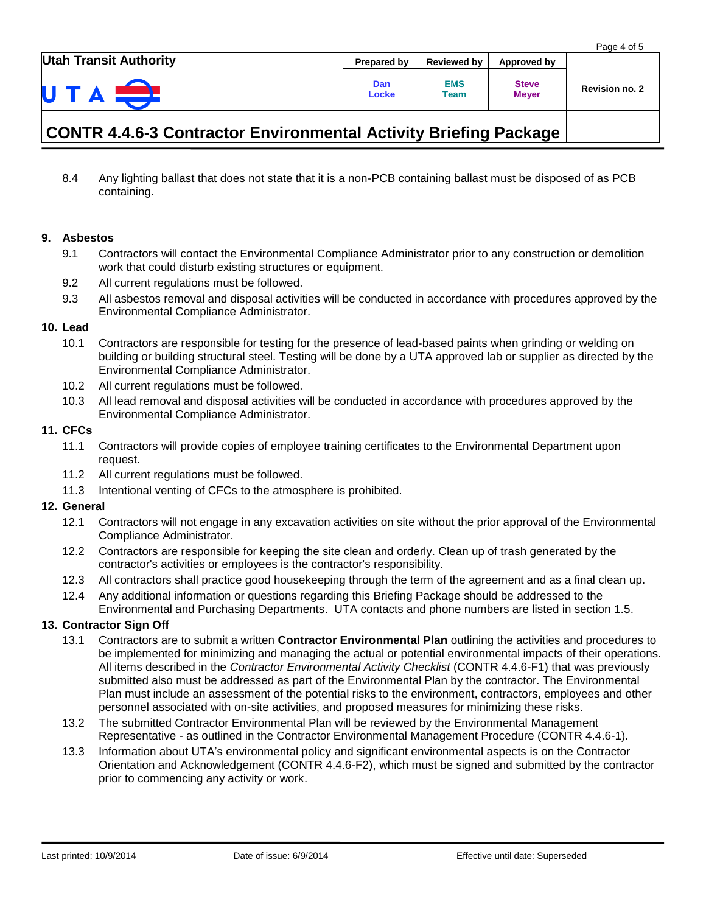8.4 Any lighting ballast that does not state that it is a non-PCB containing ballast must be disposed of as PCB containing.

## 9. Asbestos

9.1 Contractors will contact the Environmental Compliance Administrator prior to any construction or demolition work that could disturb existing structures or equipment.

9.2 All current regulations must be followed.

9.3 All asbestos removal and disposal activities will be conducted in accordance with procedures approved by the Environmental Compliance Administrator.

## 10. Lead

10.1 Contractors are responsible for testing for the presence of lead-based paints when grinding or welding on building or building structural steel. Testing will be done by a UTA approved lab or supplier as directed by the Environmental Compliance Administrator.

10.2 All current regulations must be followed.

10.3 All lead removal and disposal activities will be conducted in accordance with procedures approved by the Environmental Compliance Administrator.

## 11. CFCs

11.1 Contractors will provide copies of employee training certificates to the Environmental Department upon request.

11.2 All current regulations must be followed.

11.3 Intentional venting of CFCs to the atmosphere is prohibited.

## 12. General

12.1 Contractors will not engage in any excavation activities on site without the prior approval of the Environmental Compliance Administrator.

12.2 Contractors are responsible for keeping the site clean and orderly. Clean up of trash generated by the contractor's activities or employees is the contractor's responsibility.

12.3 All contractors shall practice good housekeeping through the term of the agreement and as a final clean up.

12.4 Any additional information or questions regarding this Briefing Package should be addressed to the Environmental and Purchasing Departments. UTA contacts and phone numbers are listed in section 1.5.

## 13. Contractor Sign Off

13.1 Contractors are to submit a written **Contractor Environmental Plan** outlining the activities and procedures to be implemented for minimizing and managing the actual or potential environmental impacts of their operations. All items described in the *Contractor Environmental Activity Checklist* (CONTR 4.4.6-F1) that was previously submitted also must be addressed as part of the Environmental Plan by the contractor. The Environmental Plan must include an assessment of the potential risks to the environment, contractors, employees and other personnel associated with on-site activities, and proposed measures for minimizing these risks.

13.2 The submitted Contractor Environmental Plan will be reviewed by the Environmental Management Representative - as outlined in the Contractor Environmental Management Procedure (CONTR 4.4.6-1).

13.3 Information about UTA's environmental policy and significant environmental aspects is on the Contractor Orientation and Acknowledgement (CONTR 4.4.6-F2), which must be signed and submitted by the contractor prior to commencing any activity or work.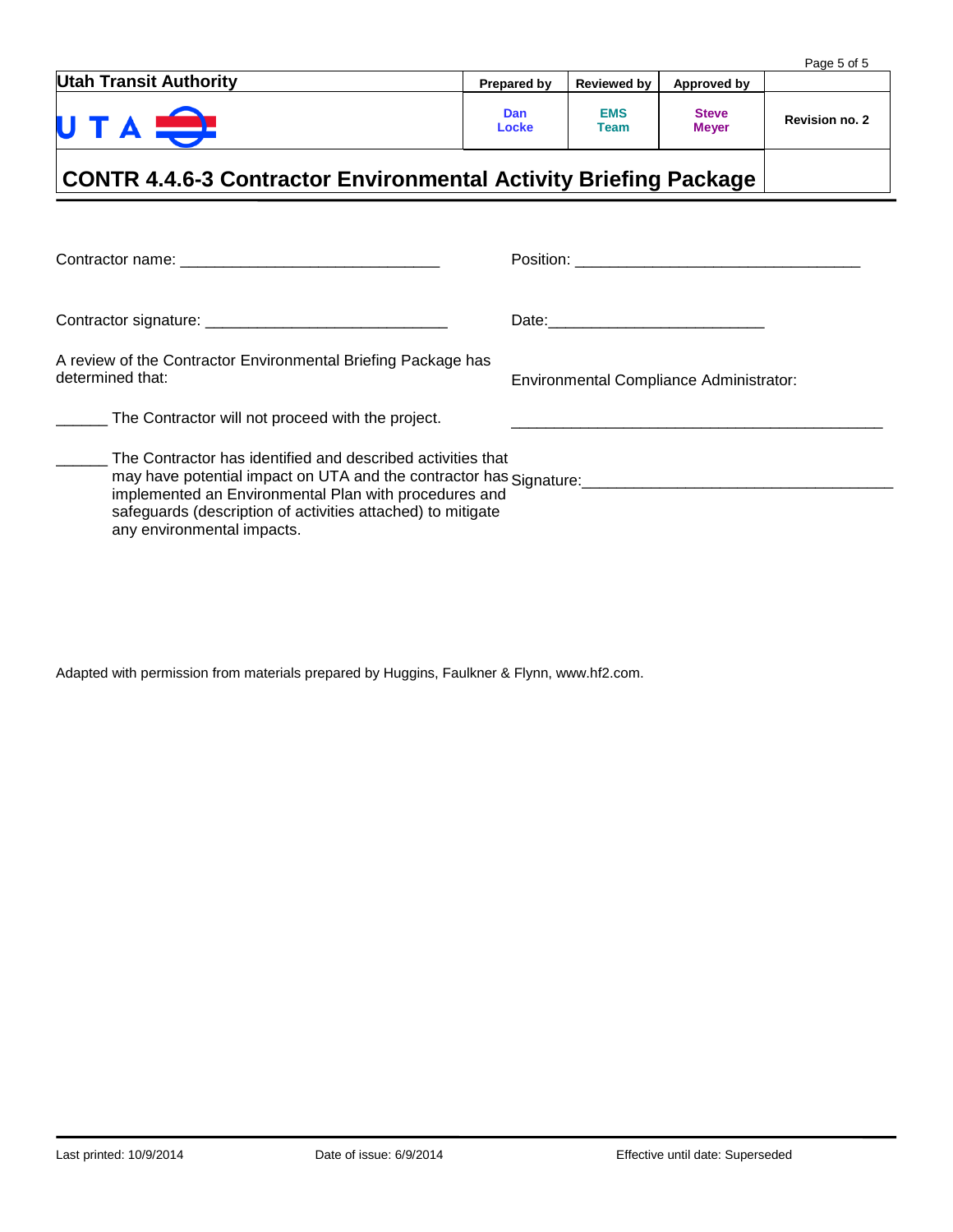Contractor name: ______________________________     Position: _________________________________

Contractor signature: ____________________________     Date:_________________________

A review of the Contractor Environmental Briefing Package has determined that:

______ The Contractor will not proceed with the project.

______ The Contractor has identified and described activities that may have potential impact on UTA and the contractor has implemented an Environmental Plan with procedures and safeguards (description of activities attached) to mitigate any environmental impacts.

Environmental Compliance Administrator:

___________________________________________

Signature:___________________________________

Adapted with permission from materials prepared by Huggins, Faulkner & Flynn, www.hf2.com.